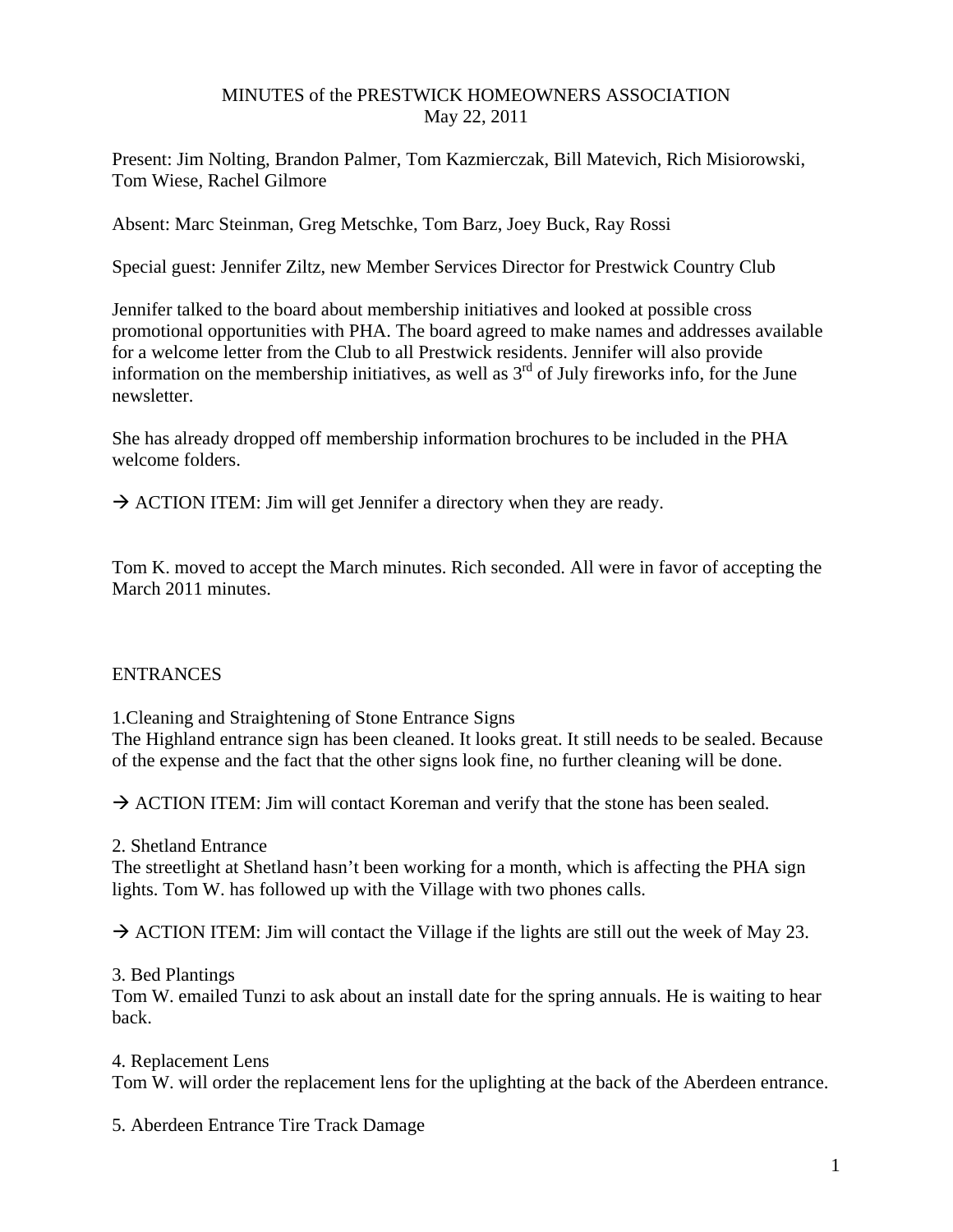MINUTES of the PRESTWICK HOMEOWNERS ASSOCIATION
May 22, 2011

Present: Jim Nolting, Brandon Palmer, Tom Kazmierczak, Bill Matevich, Rich Misiorowski, Tom Wiese, Rachel Gilmore

Absent: Marc Steinman, Greg Metschke, Tom Barz, Joey Buck, Ray Rossi

Special guest: Jennifer Ziltz, new Member Services Director for Prestwick Country Club

Jennifer talked to the board about membership initiatives and looked at possible cross promotional opportunities with PHA. The board agreed to make names and addresses available for a welcome letter from the Club to all Prestwick residents. Jennifer will also provide information on the membership initiatives, as well as 3rd of July fireworks info, for the June newsletter.

She has already dropped off membership information brochures to be included in the PHA welcome folders.

→ ACTION ITEM: Jim will get Jennifer a directory when they are ready.

Tom K. moved to accept the March minutes. Rich seconded. All were in favor of accepting the March 2011 minutes.

ENTRANCES

1.Cleaning and Straightening of Stone Entrance Signs
The Highland entrance sign has been cleaned. It looks great. It still needs to be sealed. Because of the expense and the fact that the other signs look fine, no further cleaning will be done.

→ ACTION ITEM: Jim will contact Koreman and verify that the stone has been sealed.

2. Shetland Entrance
The streetlight at Shetland hasn't been working for a month, which is affecting the PHA sign lights. Tom W. has followed up with the Village with two phones calls.

→ ACTION ITEM: Jim will contact the Village if the lights are still out the week of May 23.

3. Bed Plantings
Tom W. emailed Tunzi to ask about an install date for the spring annuals. He is waiting to hear back.

4. Replacement Lens
Tom W. will order the replacement lens for the uplighting at the back of the Aberdeen entrance.

5. Aberdeen Entrance Tire Track Damage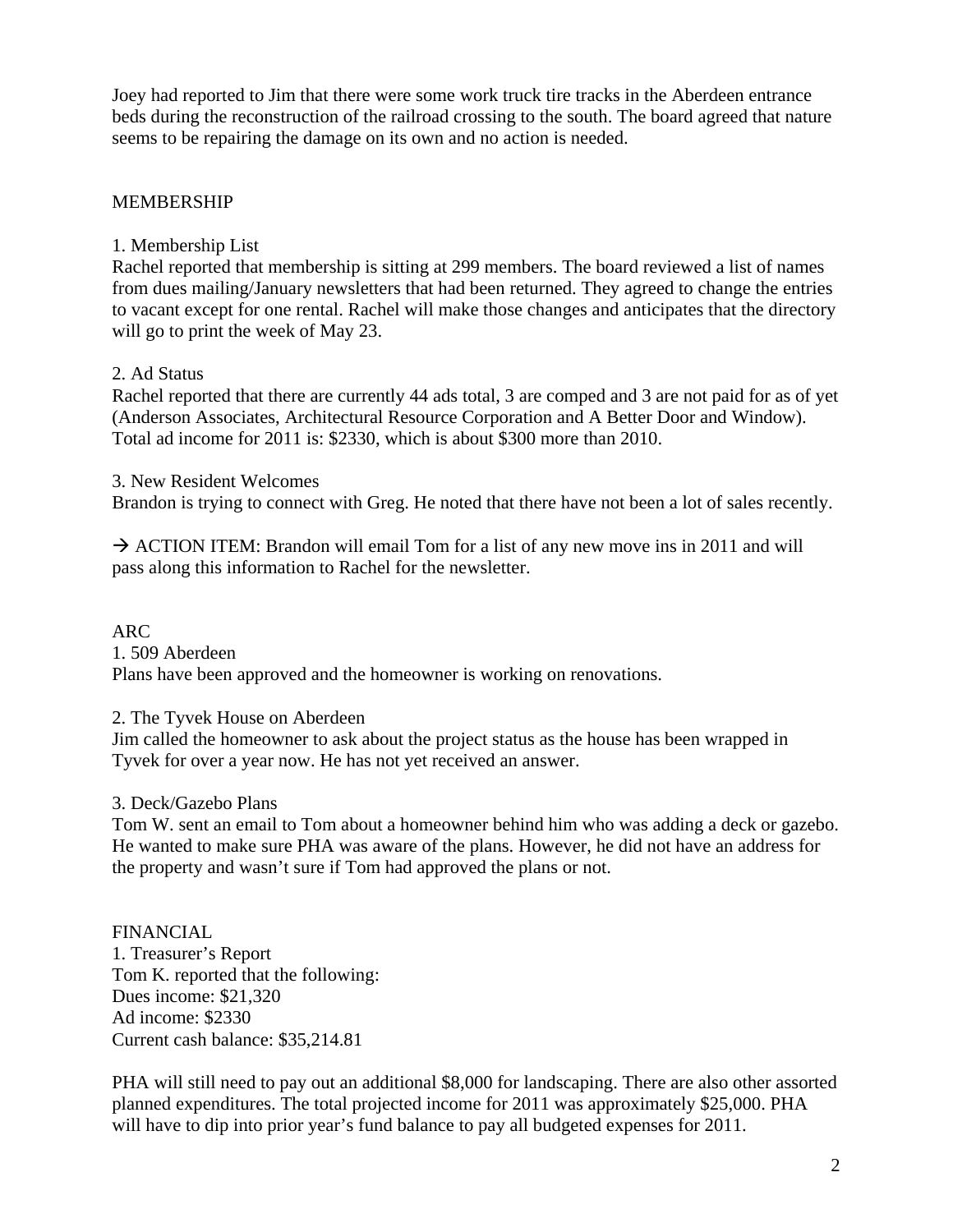Joey had reported to Jim that there were some work truck tire tracks in the Aberdeen entrance beds during the reconstruction of the railroad crossing to the south. The board agreed that nature seems to be repairing the damage on its own and no action is needed.

## MEMBERSHIP

1. Membership List
Rachel reported that membership is sitting at 299 members. The board reviewed a list of names from dues mailing/January newsletters that had been returned. They agreed to change the entries to vacant except for one rental. Rachel will make those changes and anticipates that the directory will go to print the week of May 23.

2. Ad Status
Rachel reported that there are currently 44 ads total, 3 are comped and 3 are not paid for as of yet (Anderson Associates, Architectural Resource Corporation and A Better Door and Window). Total ad income for 2011 is: $2330, which is about $300 more than 2010.

3. New Resident Welcomes
Brandon is trying to connect with Greg. He noted that there have not been a lot of sales recently.

→ ACTION ITEM: Brandon will email Tom for a list of any new move ins in 2011 and will pass along this information to Rachel for the newsletter.

## ARC

1. 509 Aberdeen
Plans have been approved and the homeowner is working on renovations.

2. The Tyvek House on Aberdeen
Jim called the homeowner to ask about the project status as the house has been wrapped in Tyvek for over a year now. He has not yet received an answer.

3. Deck/Gazebo Plans
Tom W. sent an email to Tom about a homeowner behind him who was adding a deck or gazebo. He wanted to make sure PHA was aware of the plans. However, he did not have an address for the property and wasn't sure if Tom had approved the plans or not.

## FINANCIAL

1. Treasurer's Report
Tom K. reported that the following:
Dues income: $21,320
Ad income: $2330
Current cash balance: $35,214.81

PHA will still need to pay out an additional $8,000 for landscaping. There are also other assorted planned expenditures. The total projected income for 2011 was approximately $25,000. PHA will have to dip into prior year's fund balance to pay all budgeted expenses for 2011.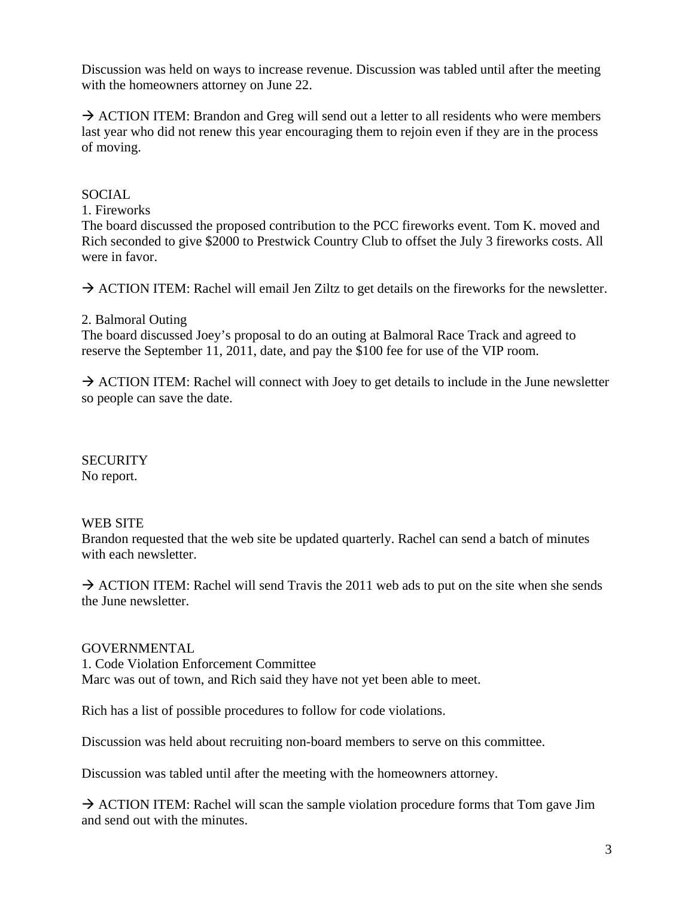Discussion was held on ways to increase revenue. Discussion was tabled until after the meeting with the homeowners attorney on June 22.

→ ACTION ITEM: Brandon and Greg will send out a letter to all residents who were members last year who did not renew this year encouraging them to rejoin even if they are in the process of moving.

SOCIAL

1. Fireworks

The board discussed the proposed contribution to the PCC fireworks event. Tom K. moved and Rich seconded to give $2000 to Prestwick Country Club to offset the July 3 fireworks costs. All were in favor.

→ ACTION ITEM: Rachel will email Jen Ziltz to get details on the fireworks for the newsletter.

2. Balmoral Outing

The board discussed Joey's proposal to do an outing at Balmoral Race Track and agreed to reserve the September 11, 2011, date, and pay the $100 fee for use of the VIP room.

→ ACTION ITEM: Rachel will connect with Joey to get details to include in the June newsletter so people can save the date.

SECURITY

No report.

WEB SITE

Brandon requested that the web site be updated quarterly. Rachel can send a batch of minutes with each newsletter.

→ ACTION ITEM: Rachel will send Travis the 2011 web ads to put on the site when she sends the June newsletter.

GOVERNMENTAL

1. Code Violation Enforcement Committee

Marc was out of town, and Rich said they have not yet been able to meet.

Rich has a list of possible procedures to follow for code violations.

Discussion was held about recruiting non-board members to serve on this committee.

Discussion was tabled until after the meeting with the homeowners attorney.

→ ACTION ITEM: Rachel will scan the sample violation procedure forms that Tom gave Jim and send out with the minutes.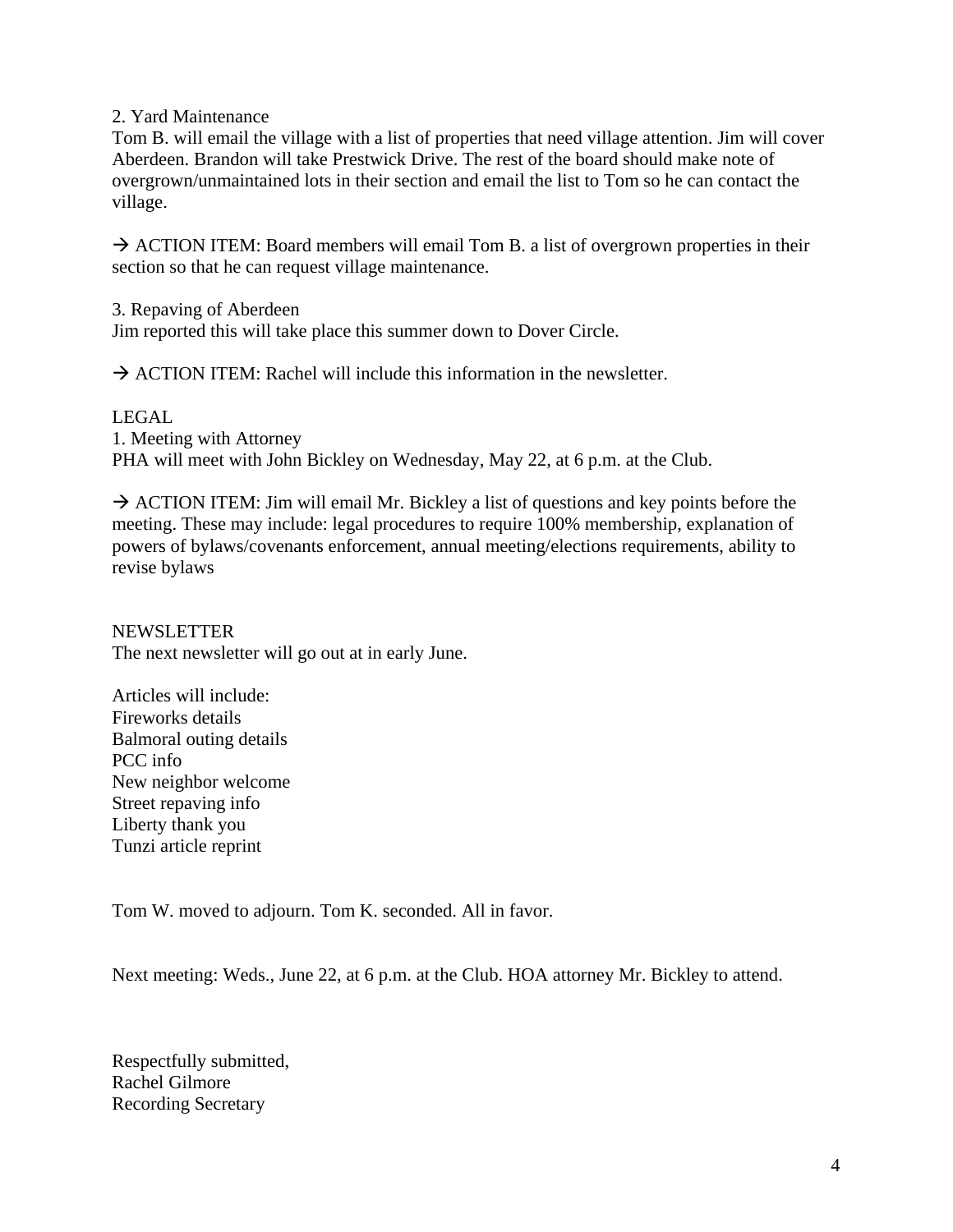2. Yard Maintenance
Tom B. will email the village with a list of properties that need village attention. Jim will cover Aberdeen. Brandon will take Prestwick Drive. The rest of the board should make note of overgrown/unmaintained lots in their section and email the list to Tom so he can contact the village.

→ ACTION ITEM: Board members will email Tom B. a list of overgrown properties in their section so that he can request village maintenance.

3. Repaving of Aberdeen
Jim reported this will take place this summer down to Dover Circle.

→ ACTION ITEM: Rachel will include this information in the newsletter.

LEGAL
1. Meeting with Attorney
PHA will meet with John Bickley on Wednesday, May 22, at 6 p.m. at the Club.

→ ACTION ITEM: Jim will email Mr. Bickley a list of questions and key points before the meeting. These may include: legal procedures to require 100% membership, explanation of powers of bylaws/covenants enforcement, annual meeting/elections requirements, ability to revise bylaws

NEWSLETTER
The next newsletter will go out at in early June.

Articles will include:
Fireworks details
Balmoral outing details
PCC info
New neighbor welcome
Street repaving info
Liberty thank you
Tunzi article reprint

Tom W. moved to adjourn. Tom K. seconded. All in favor.

Next meeting: Weds., June 22, at 6 p.m. at the Club. HOA attorney Mr. Bickley to attend.

Respectfully submitted,
Rachel Gilmore
Recording Secretary